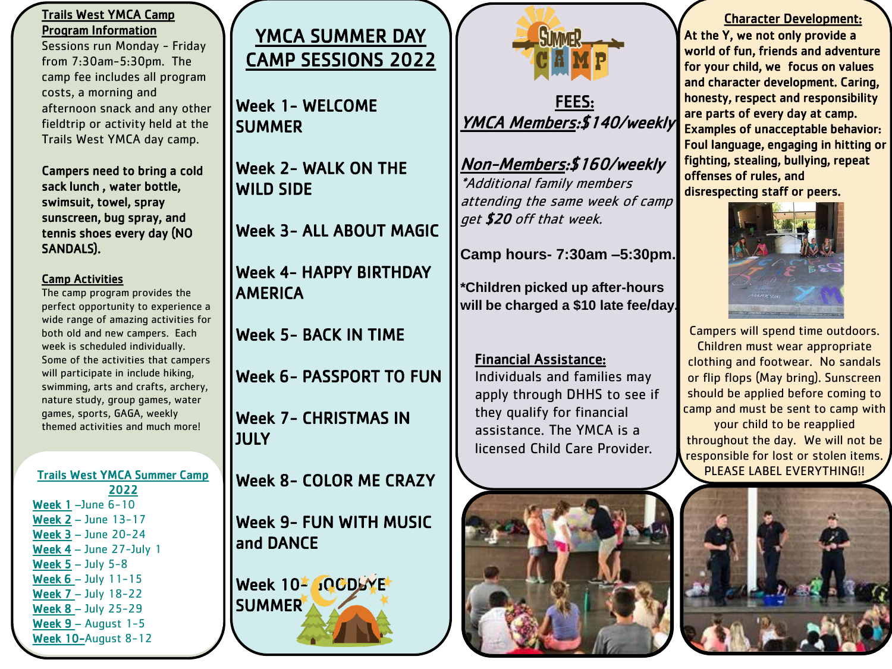## Trails West YMCA Camp Program Information

Sessions run Monday – Friday from 7:30am-5:30pm. The camp fee includes all program costs, a morning and afternoon snack and any other fieldtrip or activity held at the Trails West YMCA day camp.

**Campers need to bring a cold sack lunch , water bottle, swimsuit, towel, spray sunscreen, bug spray, and tennis shoes every day (NO SANDALS).**

### Camp Activities

The camp program provides the perfect opportunity to experience a wide range of amazing activities for both old and new campers. Each week is scheduled individually. Some of the activities that campers will participate in include hiking, swimming, arts and crafts, archery, nature study, group games, water games, sports, GAGA, weekly themed activities and much more!

### Trails West YMCA Summer Camp 2022

- Week 1 –June 6-10
- Week 2 – June 13-17
- Week 3 – June 20-24
- Week 4 – June 27-July 1
- Week 5 – July 5-8
- Week 6 – July 11-15
- Week 7 – July 18-22
- Week 8 – July 25-29
- Week 9 – August 1-5
- Week 10-August 8-12

# YMCA SUMMER DAY CAMP SESSIONS 2022

**Week 1- WELCOME SUMMER**

**Week 2- WALK ON THE WILD SIDE**

**Week 3- ALL ABOUT MAGIC**

**Week 4- HAPPY BIRTHDAY AMERICA**

**Week 5- BACK IN TIME**

**Week 6- PASSPORT TO FUN**

**Week 7- CHRISTMAS IN JULY**

**Week 8- COLOR ME CRAZY**

**Week 9- FUN WITH MUSIC and DANCE**

**Week 10- GOODBYE SUMMER**

## FEES:

***YMCA Members:$140/weekly***

***Non-Members:$160/weekly***

*\*Additional family members attending the same week of camp get **$20** off that week.*

**Camp hours- 7:30am –5:30pm.**

**\*Children picked up after-hours will be charged a $10 late fee/day.**

### Financial Assistance:

Individuals and families may apply through DHHS to see if they qualify for financial assistance. The YMCA is a licensed Child Care Provider.

### Character Development:

**At the Y, we not only provide a world of fun, friends and adventure for your child, we focus on values and character development. Caring, honesty, respect and responsibility are parts of every day at camp. Examples of unacceptable behavior: Foul language, engaging in hitting or fighting, stealing, bullying, repeat offenses of rules, and disrespecting staff or peers.**

Campers will spend time outdoors. Children must wear appropriate clothing and footwear. No sandals or flip flops (May bring). Sunscreen should be applied before coming to camp and must be sent to camp with your child to be reapplied throughout the day. We will not be responsible for lost or stolen items. PLEASE LABEL EVERYTHING!!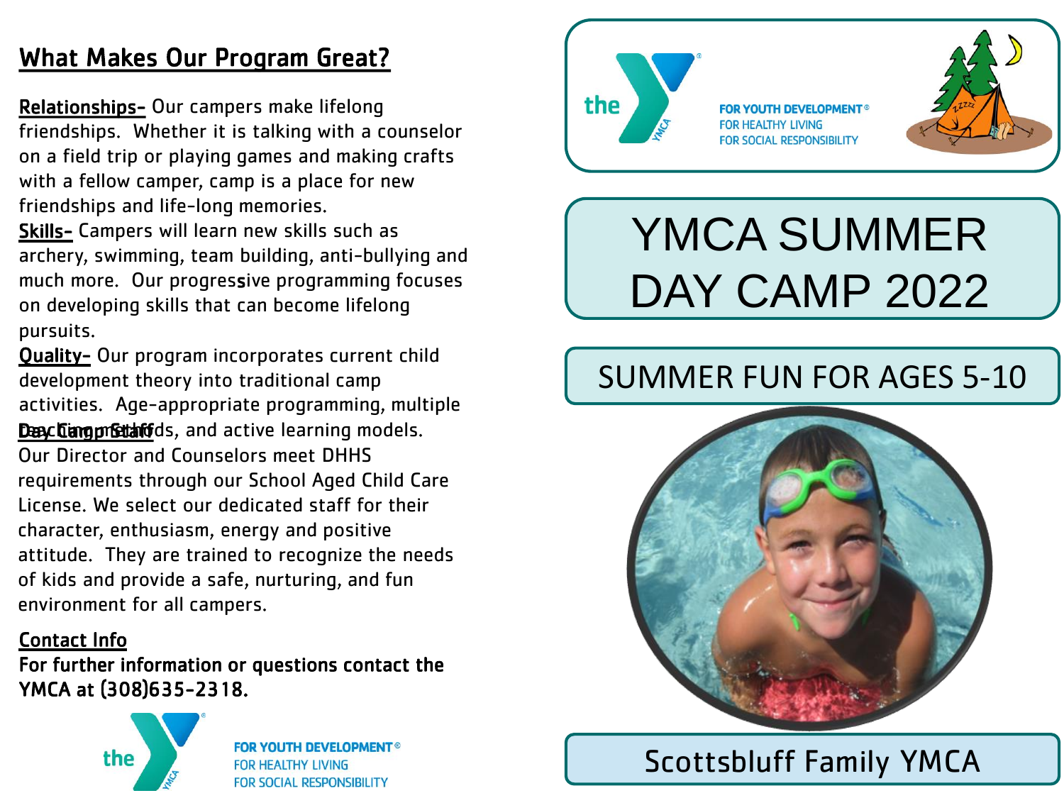## What Makes Our Program Great?

**Relationships-** Our campers make lifelong friendships. Whether it is talking with a counselor on a field trip or playing games and making crafts with a fellow camper, camp is a place for new friendships and life-long memories.

**Skills-** Campers will learn new skills such as archery, swimming, team building, anti-bullying and much more. Our progressive programming focuses on developing skills that can become lifelong pursuits.

**Quality-** Our program incorporates current child development theory into traditional camp activities. Age-appropriate programming, multiple teaching methods, and active learning models.

**Day Camp Staff-** Our Director and Counselors meet DHHS requirements through our School Aged Child Care License. We select our dedicated staff for their character, enthusiasm, energy and positive attitude. They are trained to recognize the needs of kids and provide a safe, nurturing, and fun environment for all campers.

**Contact Info**

**For further information or questions contact the YMCA at (308)635-2318.**

FOR YOUTH DEVELOPMENT®
FOR HEALTHY LIVING
FOR SOCIAL RESPONSIBILITY

FOR YOUTH DEVELOPMENT®
FOR HEALTHY LIVING
FOR SOCIAL RESPONSIBILITY

# YMCA SUMMER DAY CAMP 2022

## SUMMER FUN FOR AGES 5-10

Scottsbluff Family YMCA